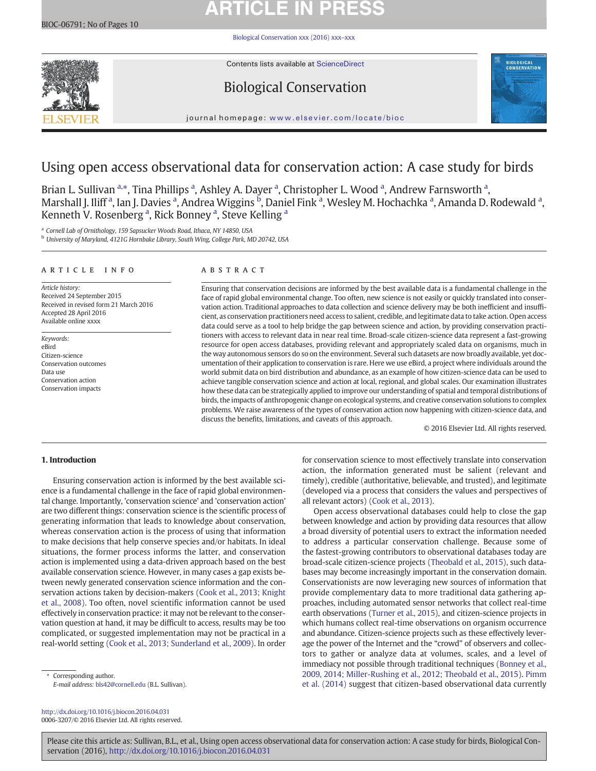# Using open access observational data for conservation action: A case study for birds

Brian L. Sullivan [a,*], Tina Phillips [a], Ashley A. Dayer [a], Christopher L. Wood [a], Andrew Farnsworth [a], Marshall J. Iliff [a], Ian J. Davies [a], Andrea Wiggins [b], Daniel Fink [a], Wesley M. Hochachka [a], Amanda D. Rodewald [a], Kenneth V. Rosenberg [a], Rick Bonney [a], Steve Kelling [a]

[a] Cornell Lab of Ornithology, 159 Sapsucker Woods Road, Ithaca, NY 14850, USA
[b] University of Maryland, 4121G Hornbake Library, South Wing, College Park, MD 20742, USA

## ARTICLE INFO

*Article history:*
Received 24 September 2015
Received in revised form 21 March 2016
Accepted 28 April 2016
Available online xxxx

*Keywords:*
eBird
Citizen-science
Conservation outcomes
Data use
Conservation action
Conservation impacts

## ABSTRACT

Ensuring that conservation decisions are informed by the best available data is a fundamental challenge in the face of rapid global environmental change. Too often, new science is not easily or quickly translated into conservation action. Traditional approaches to data collection and science delivery may be both inefficient and insufficient, as conservation practitioners need access to salient, credible, and legitimate data to take action. Open access data could serve as a tool to help bridge the gap between science and action, by providing conservation practitioners with access to relevant data in near real time. Broad-scale citizen-science data represent a fast-growing resource for open access databases, providing relevant and appropriately scaled data on organisms, much in the way autonomous sensors do so on the environment. Several such datasets are now broadly available, yet documentation of their application to conservation is rare. Here we use eBird, a project where individuals around the world submit data on bird distribution and abundance, as an example of how citizen-science data can be used to achieve tangible conservation science and action at local, regional, and global scales. Our examination illustrates how these data can be strategically applied to improve our understanding of spatial and temporal distributions of birds, the impacts of anthropogenic change on ecological systems, and creative conservation solutions to complex problems. We raise awareness of the types of conservation action now happening with citizen-science data, and discuss the benefits, limitations, and caveats of this approach.

© 2016 Elsevier Ltd. All rights reserved.

## 1. Introduction

Ensuring conservation action is informed by the best available science is a fundamental challenge in the face of rapid global environmental change. Importantly, 'conservation science' and 'conservation action' are two different things: conservation science is the scientific process of generating information that leads to knowledge about conservation, whereas conservation action is the process of using that information to make decisions that help conserve species and/or habitats. In ideal situations, the former process informs the latter, and conservation action is implemented using a data-driven approach based on the best available conservation science. However, in many cases a gap exists between newly generated conservation science information and the conservation actions taken by decision-makers (Cook et al., 2013; Knight et al., 2008). Too often, novel scientific information cannot be used effectively in conservation practice: it may not be relevant to the conservation question at hand, it may be difficult to access, results may be too complicated, or suggested implementation may not be practical in a real-world setting (Cook et al., 2013; Sunderland et al., 2009). In order for conservation science to most effectively translate into conservation action, the information generated must be salient (relevant and timely), credible (authoritative, believable, and trusted), and legitimate (developed via a process that considers the values and perspectives of all relevant actors) (Cook et al., 2013).

Open access observational databases could help to close the gap between knowledge and action by providing data resources that allow a broad diversity of potential users to extract the information needed to address a particular conservation challenge. Because some of the fastest-growing contributors to observational databases today are broad-scale citizen-science projects (Theobald et al., 2015), such databases may become increasingly important in the conservation domain. Conservationists are now leveraging new sources of information that provide complementary data to more traditional data gathering approaches, including automated sensor networks that collect real-time earth observations (Turner et al., 2015), and citizen-science projects in which humans collect real-time observations on organism occurrence and abundance. Citizen-science projects such as these effectively leverage the power of the Internet and the "crowd" of observers and collectors to gather or analyze data at volumes, scales, and a level of immediacy not possible through traditional techniques (Bonney et al., 2009, 2014; Miller-Rushing et al., 2012; Theobald et al., 2015). Pimm et al. (2014) suggest that citizen-based observational data currently

* Corresponding author.
E-mail address: bls42@cornell.edu (B.L. Sullivan).

http://dx.doi.org/10.1016/j.biocon.2016.04.031
0006-3207/© 2016 Elsevier Ltd. All rights reserved.

Please cite this article as: Sullivan, B.L., et al., Using open access observational data for conservation action: A case study for birds, Biological Conservation (2016), http://dx.doi.org/10.1016/j.biocon.2016.04.031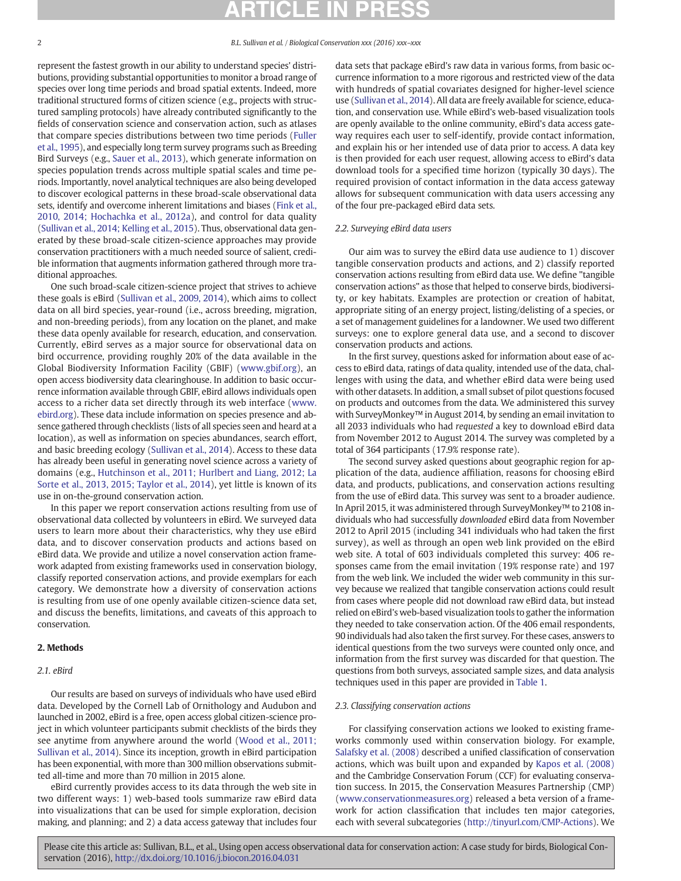represent the fastest growth in our ability to understand species' distributions, providing substantial opportunities to monitor a broad range of species over long time periods and broad spatial extents. Indeed, more traditional structured forms of citizen science (e.g., projects with structured sampling protocols) have already contributed significantly to the fields of conservation science and conservation action, such as atlases that compare species distributions between two time periods (Fuller et al., 1995), and especially long term survey programs such as Breeding Bird Surveys (e.g., Sauer et al., 2013), which generate information on species population trends across multiple spatial scales and time periods. Importantly, novel analytical techniques are also being developed to discover ecological patterns in these broad-scale observational data sets, identify and overcome inherent limitations and biases (Fink et al., 2010, 2014; Hochachka et al., 2012a), and control for data quality (Sullivan et al., 2014; Kelling et al., 2015). Thus, observational data generated by these broad-scale citizen-science approaches may provide conservation practitioners with a much needed source of salient, credible information that augments information gathered through more traditional approaches.

One such broad-scale citizen-science project that strives to achieve these goals is eBird (Sullivan et al., 2009, 2014), which aims to collect data on all bird species, year-round (i.e., across breeding, migration, and non-breeding periods), from any location on the planet, and make these data openly available for research, education, and conservation. Currently, eBird serves as a major source for observational data on bird occurrence, providing roughly 20% of the data available in the Global Biodiversity Information Facility (GBIF) (www.gbif.org), an open access biodiversity data clearinghouse. In addition to basic occurrence information available through GBIF, eBird allows individuals open access to a richer data set directly through its web interface (www.ebird.org). These data include information on species presence and absence gathered through checklists (lists of all species seen and heard at a location), as well as information on species abundances, search effort, and basic breeding ecology (Sullivan et al., 2014). Access to these data has already been useful in generating novel science across a variety of domains (e.g., Hutchinson et al., 2011; Hurlbert and Liang, 2012; La Sorte et al., 2013, 2015; Taylor et al., 2014), yet little is known of its use in on-the-ground conservation action.

In this paper we report conservation actions resulting from use of observational data collected by volunteers in eBird. We surveyed data users to learn more about their characteristics, why they use eBird data, and to discover conservation products and actions based on eBird data. We provide and utilize a novel conservation action framework adapted from existing frameworks used in conservation biology, classify reported conservation actions, and provide exemplars for each category. We demonstrate how a diversity of conservation actions is resulting from use of one openly available citizen-science data set, and discuss the benefits, limitations, and caveats of this approach to conservation.

## 2. Methods

### 2.1. eBird

Our results are based on surveys of individuals who have used eBird data. Developed by the Cornell Lab of Ornithology and Audubon and launched in 2002, eBird is a free, open access global citizen-science project in which volunteer participants submit checklists of the birds they see anytime from anywhere around the world (Wood et al., 2011; Sullivan et al., 2014). Since its inception, growth in eBird participation has been exponential, with more than 300 million observations submitted all-time and more than 70 million in 2015 alone.

eBird currently provides access to its data through the web site in two different ways: 1) web-based tools summarize raw eBird data into visualizations that can be used for simple exploration, decision making, and planning; and 2) a data access gateway that includes four data sets that package eBird's raw data in various forms, from basic occurrence information to a more rigorous and restricted view of the data with hundreds of spatial covariates designed for higher-level science use (Sullivan et al., 2014). All data are freely available for science, education, and conservation use. While eBird's web-based visualization tools are openly available to the online community, eBird's data access gateway requires each user to self-identify, provide contact information, and explain his or her intended use of data prior to access. A data key is then provided for each user request, allowing access to eBird's data download tools for a specified time horizon (typically 30 days). The required provision of contact information in the data access gateway allows for subsequent communication with data users accessing any of the four pre-packaged eBird data sets.

### 2.2. Surveying eBird data users

Our aim was to survey the eBird data use audience to 1) discover tangible conservation products and actions, and 2) classify reported conservation actions resulting from eBird data use. We define "tangible conservation actions" as those that helped to conserve birds, biodiversity, or key habitats. Examples are protection or creation of habitat, appropriate siting of an energy project, listing/delisting of a species, or a set of management guidelines for a landowner. We used two different surveys: one to explore general data use, and a second to discover conservation products and actions.

In the first survey, questions asked for information about ease of access to eBird data, ratings of data quality, intended use of the data, challenges with using the data, and whether eBird data were being used with other datasets. In addition, a small subset of pilot questions focused on products and outcomes from the data. We administered this survey with SurveyMonkey™ in August 2014, by sending an email invitation to all 2033 individuals who had *requested* a key to download eBird data from November 2012 to August 2014. The survey was completed by a total of 364 participants (17.9% response rate).

The second survey asked questions about geographic region for application of the data, audience affiliation, reasons for choosing eBird data, and products, publications, and conservation actions resulting from the use of eBird data. This survey was sent to a broader audience. In April 2015, it was administered through SurveyMonkey™ to 2108 individuals who had successfully *downloaded* eBird data from November 2012 to April 2015 (including 341 individuals who had taken the first survey), as well as through an open web link provided on the eBird web site. A total of 603 individuals completed this survey: 406 responses came from the email invitation (19% response rate) and 197 from the web link. We included the wider web community in this survey because we realized that tangible conservation actions could result from cases where people did not download raw eBird data, but instead relied on eBird's web-based visualization tools to gather the information they needed to take conservation action. Of the 406 email respondents, 90 individuals had also taken the first survey. For these cases, answers to identical questions from the two surveys were counted only once, and information from the first survey was discarded for that question. The questions from both surveys, associated sample sizes, and data analysis techniques used in this paper are provided in Table 1.

### 2.3. Classifying conservation actions

For classifying conservation actions we looked to existing frameworks commonly used within conservation biology. For example, Salafsky et al. (2008) described a unified classification of conservation actions, which was built upon and expanded by Kapos et al. (2008) and the Cambridge Conservation Forum (CCF) for evaluating conservation success. In 2015, the Conservation Measures Partnership (CMP) (www.conservationmeasures.org) released a beta version of a framework for action classification that includes ten major categories, each with several subcategories (http://tinyurl.com/CMP-Actions). We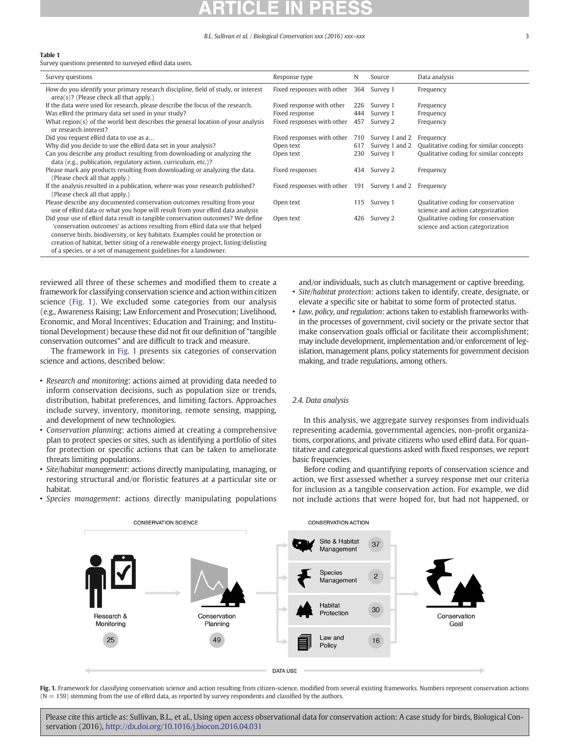**Table 1**
Survey questions presented to surveyed eBird data users.

| Survey questions | Response type | N | Source | Data analysis |
|---|---|---|---|---|
| How do you identify your primary research discipline, field of study, or interest area(s)? (Please check all that apply.) | Fixed responses with other | 364 | Survey 1 | Frequency |
| If the data were used for research, please describe the focus of the research. | Fixed response with other | 226 | Survey 1 | Frequency |
| Was eBird the primary data set used in your study? | Fixed response | 444 | Survey 1 | Frequency |
| What region(s) of the world best describes the general location of your analysis or research interest? | Fixed responses with other | 457 | Survey 2 | Frequency |
| Did you request eBird data to use as a… | Fixed responses with other | 710 | Survey 1 and 2 | Frequency |
| Why did you decide to use the eBird data set in your analysis? | Open text | 617 | Survey 1 and 2 | Qualitative coding for similar concepts |
| Can you describe any product resulting from downloading or analyzing the data (e.g., publication, regulatory action, curriculum, etc.)? | Open text | 230 | Survey 1 | Qualitative coding for similar concepts |
| Please mark any products resulting from downloading or analyzing the data. (Please check all that apply.) | Fixed responses | 434 | Survey 2 | Frequency |
| If the analysis resulted in a publication, where was your research published? (Please check all that apply.) | Fixed responses with other | 191 | Survey 1 and 2 | Frequency |
| Please describe any documented conservation outcomes resulting from your use of eBird data or what you hope will result from your eBird data analysis | Open text | 115 | Survey 1 | Qualitative coding for conservation science and action categorization |
| Did your use of eBird data result in tangible conservation outcomes? We define 'conservation outcomes' as actions resulting from eBird data use that helped conserve birds, biodiversity, or key habitats. Examples could be protection or creation of habitat, better siting of a renewable energy project, listing/delisting of a species, or a set of management guidelines for a landowner. | Open text | 426 | Survey 2 | Qualitative coding for conservation science and action categorization |

reviewed all three of these schemes and modified them to create a framework for classifying conservation science and action within citizen science (Fig. 1). We excluded some categories from our analysis (e.g., Awareness Raising; Law Enforcement and Prosecution; Livelihood, Economic, and Moral Incentives; Education and Training; and Institutional Development) because these did not fit our definition of "tangible conservation outcomes" and are difficult to track and measure.

The framework in Fig. 1 presents six categories of conservation science and actions, described below:

- *Research and monitoring*: actions aimed at providing data needed to inform conservation decisions, such as population size or trends, distribution, habitat preferences, and limiting factors. Approaches include survey, inventory, monitoring, remote sensing, mapping, and development of new technologies.
- *Conservation planning*: actions aimed at creating a comprehensive plan to protect species or sites, such as identifying a portfolio of sites for protection or specific actions that can be taken to ameliorate threats limiting populations.
- *Site/habitat management*: actions directly manipulating, managing, or restoring structural and/or floristic features at a particular site or habitat.
- *Species management*: actions directly manipulating populations and/or individuals, such as clutch management or captive breeding.
- *Site/habitat protection*: actions taken to identify, create, designate, or elevate a specific site or habitat to some form of protected status.
- *Law, policy, and regulation*: actions taken to establish frameworks within the processes of government, civil society or the private sector that make conservation goals official or facilitate their accomplishment; may include development, implementation and/or enforcement of legislation, management plans, policy statements for government decision making, and trade regulations, among others.

### 2.4. Data analysis

In this analysis, we aggregate survey responses from individuals representing academia, governmental agencies, non-profit organizations, corporations, and private citizens who used eBird data. For quantitative and categorical questions asked with fixed responses, we report basic frequencies.

Before coding and quantifying reports of conservation science and action, we first assessed whether a survey response met our criteria for inclusion as a tangible conservation action. For example, we did not include actions that were hoped for, but had not happened, or

**Fig. 1.** Framework for classifying conservation science and action resulting from citizen-science, modified from several existing frameworks. Numbers represent conservation actions (N = 159) stemming from the use of eBird data, as reported by survey respondents and classified by the authors.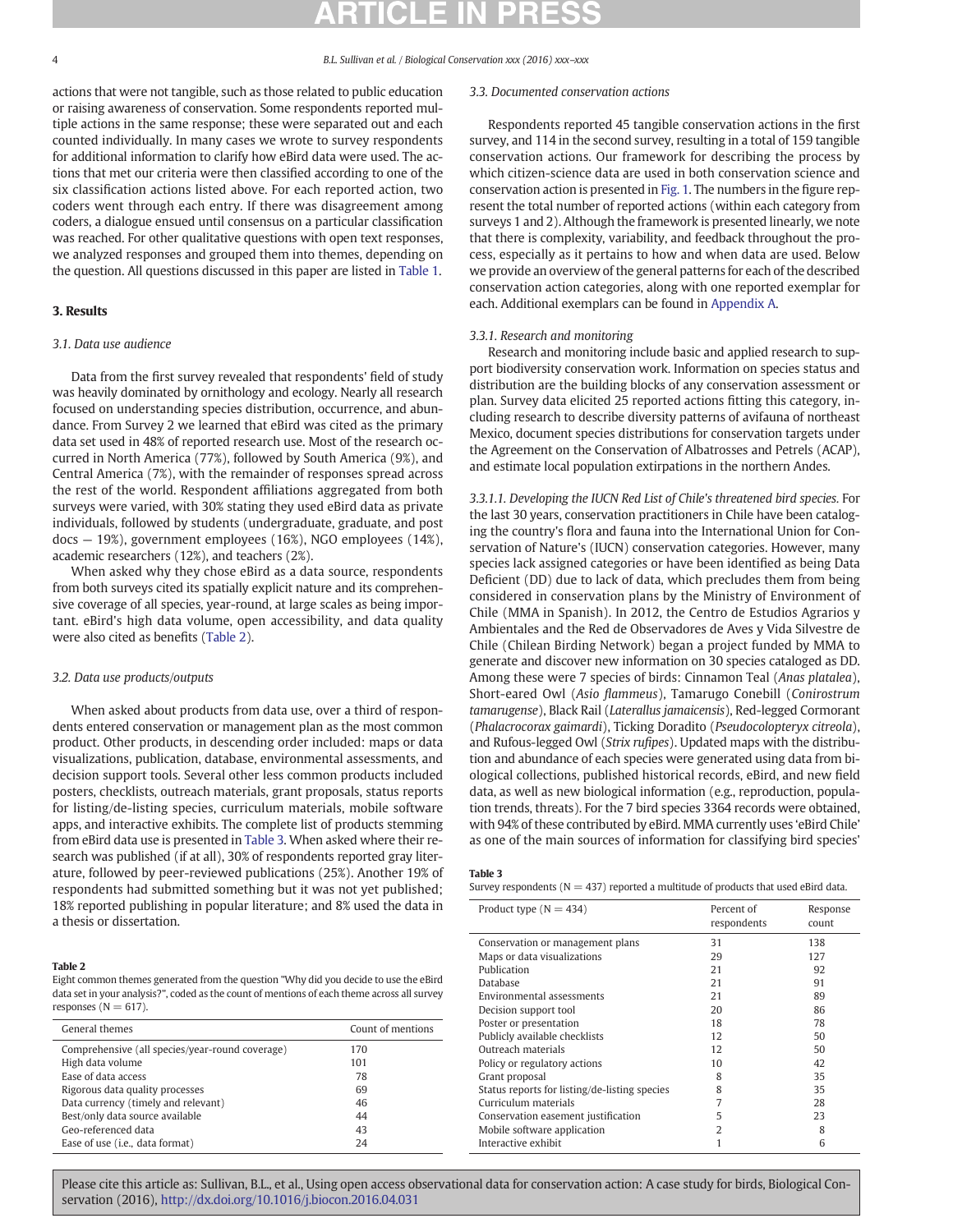actions that were not tangible, such as those related to public education or raising awareness of conservation. Some respondents reported multiple actions in the same response; these were separated out and each counted individually. In many cases we wrote to survey respondents for additional information to clarify how eBird data were used. The actions that met our criteria were then classified according to one of the six classification actions listed above. For each reported action, two coders went through each entry. If there was disagreement among coders, a dialogue ensued until consensus on a particular classification was reached. For other qualitative questions with open text responses, we analyzed responses and grouped them into themes, depending on the question. All questions discussed in this paper are listed in Table 1.

## 3. Results

### 3.1. Data use audience

Data from the first survey revealed that respondents' field of study was heavily dominated by ornithology and ecology. Nearly all research focused on understanding species distribution, occurrence, and abundance. From Survey 2 we learned that eBird was cited as the primary data set used in 48% of reported research use. Most of the research occurred in North America (77%), followed by South America (9%), and Central America (7%), with the remainder of responses spread across the rest of the world. Respondent affiliations aggregated from both surveys were varied, with 30% stating they used eBird data as private individuals, followed by students (undergraduate, graduate, and post docs — 19%), government employees (16%), NGO employees (14%), academic researchers (12%), and teachers (2%).

When asked why they chose eBird as a data source, respondents from both surveys cited its spatially explicit nature and its comprehensive coverage of all species, year-round, at large scales as being important. eBird's high data volume, open accessibility, and data quality were also cited as benefits (Table 2).

### 3.2. Data use products/outputs

When asked about products from data use, over a third of respondents entered conservation or management plan as the most common product. Other products, in descending order included: maps or data visualizations, publication, database, environmental assessments, and decision support tools. Several other less common products included posters, checklists, outreach materials, grant proposals, status reports for listing/de-listing species, curriculum materials, mobile software apps, and interactive exhibits. The complete list of products stemming from eBird data use is presented in Table 3. When asked where their research was published (if at all), 30% of respondents reported gray literature, followed by peer-reviewed publications (25%). Another 19% of respondents had submitted something but it was not yet published; 18% reported publishing in popular literature; and 8% used the data in a thesis or dissertation.

**Table 2**
Eight common themes generated from the question "Why did you decide to use the eBird data set in your analysis?", coded as the count of mentions of each theme across all survey responses (N = 617).

| General themes | Count of mentions |
|---|---|
| Comprehensive (all species/year-round coverage) | 170 |
| High data volume | 101 |
| Ease of data access | 78 |
| Rigorous data quality processes | 69 |
| Data currency (timely and relevant) | 46 |
| Best/only data source available | 44 |
| Geo-referenced data | 43 |
| Ease of use (i.e., data format) | 24 |

### 3.3. Documented conservation actions

Respondents reported 45 tangible conservation actions in the first survey, and 114 in the second survey, resulting in a total of 159 tangible conservation actions. Our framework for describing the process by which citizen-science data are used in both conservation science and conservation action is presented in Fig. 1. The numbers in the figure represent the total number of reported actions (within each category from surveys 1 and 2). Although the framework is presented linearly, we note that there is complexity, variability, and feedback throughout the process, especially as it pertains to how and when data are used. Below we provide an overview of the general patterns for each of the described conservation action categories, along with one reported exemplar for each. Additional exemplars can be found in Appendix A.

#### 3.3.1. Research and monitoring

Research and monitoring include basic and applied research to support biodiversity conservation work. Information on species status and distribution are the building blocks of any conservation assessment or plan. Survey data elicited 25 reported actions fitting this category, including research to describe diversity patterns of avifauna of northeast Mexico, document species distributions for conservation targets under the Agreement on the Conservation of Albatrosses and Petrels (ACAP), and estimate local population extirpations in the northern Andes.

*3.3.1.1. Developing the IUCN Red List of Chile's threatened bird species.* For the last 30 years, conservation practitioners in Chile have been cataloging the country's flora and fauna into the International Union for Conservation of Nature's (IUCN) conservation categories. However, many species lack assigned categories or have been identified as being Data Deficient (DD) due to lack of data, which precludes them from being considered in conservation plans by the Ministry of Environment of Chile (MMA in Spanish). In 2012, the Centro de Estudios Agrarios y Ambientales and the Red de Observadores de Aves y Vida Silvestre de Chile (Chilean Birding Network) began a project funded by MMA to generate and discover new information on 30 species cataloged as DD. Among these were 7 species of birds: Cinnamon Teal (*Anas platalea*), Short-eared Owl (*Asio flammeus*), Tamarugo Conebill (*Conirostrum tamarugense*), Black Rail (*Laterallus jamaicensis*), Red-legged Cormorant (*Phalacrocorax gaimardi*), Ticking Doradito (*Pseudocolopteryx citreola*), and Rufous-legged Owl (*Strix rufipes*). Updated maps with the distribution and abundance of each species were generated using data from biological collections, published historical records, eBird, and new field data, as well as new biological information (e.g., reproduction, population trends, threats). For the 7 bird species 3364 records were obtained, with 94% of these contributed by eBird. MMA currently uses 'eBird Chile' as one of the main sources of information for classifying bird species'

**Table 3**
Survey respondents (N = 437) reported a multitude of products that used eBird data.

| Product type (N = 434) | Percent of respondents | Response count |
|---|---|---|
| Conservation or management plans | 31 | 138 |
| Maps or data visualizations | 29 | 127 |
| Publication | 21 | 92 |
| Database | 21 | 91 |
| Environmental assessments | 21 | 89 |
| Decision support tool | 20 | 86 |
| Poster or presentation | 18 | 78 |
| Publicly available checklists | 12 | 50 |
| Outreach materials | 12 | 50 |
| Policy or regulatory actions | 10 | 42 |
| Grant proposal | 8 | 35 |
| Status reports for listing/de-listing species | 8 | 35 |
| Curriculum materials | 7 | 28 |
| Conservation easement justification | 5 | 23 |
| Mobile software application | 2 | 8 |
| Interactive exhibit | 1 | 6 |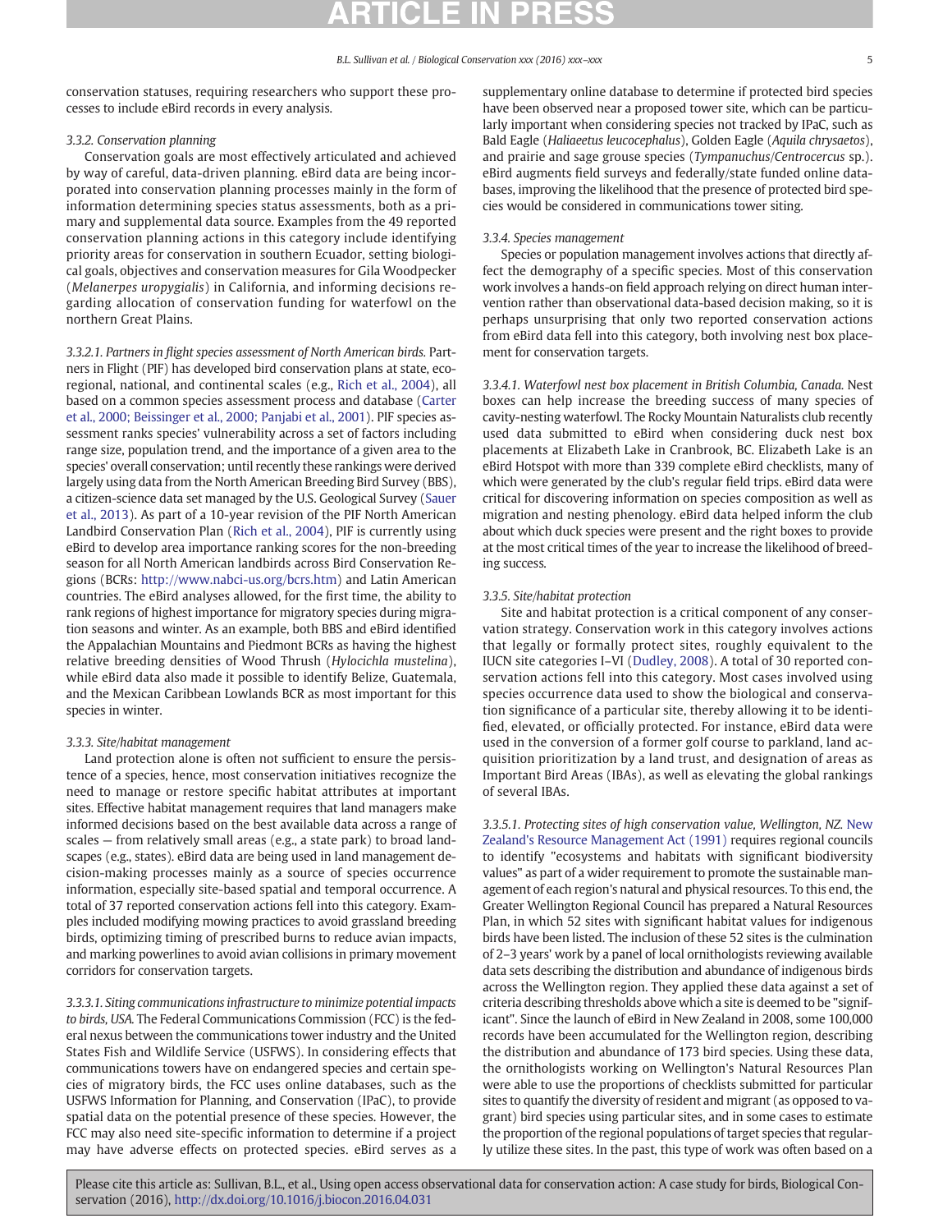conservation statuses, requiring researchers who support these processes to include eBird records in every analysis.

#### 3.3.2. Conservation planning

Conservation goals are most effectively articulated and achieved by way of careful, data-driven planning. eBird data are being incorporated into conservation planning processes mainly in the form of information determining species status assessments, both as a primary and supplemental data source. Examples from the 49 reported conservation planning actions in this category include identifying priority areas for conservation in southern Ecuador, setting biological goals, objectives and conservation measures for Gila Woodpecker (*Melanerpes uropygialis*) in California, and informing decisions regarding allocation of conservation funding for waterfowl on the northern Great Plains.

*3.3.2.1. Partners in flight species assessment of North American birds.* Partners in Flight (PIF) has developed bird conservation plans at state, ecoregional, national, and continental scales (e.g., Rich et al., 2004), all based on a common species assessment process and database (Carter et al., 2000; Beissinger et al., 2000; Panjabi et al., 2001). PIF species assessment ranks species' vulnerability across a set of factors including range size, population trend, and the importance of a given area to the species' overall conservation; until recently these rankings were derived largely using data from the North American Breeding Bird Survey (BBS), a citizen-science data set managed by the U.S. Geological Survey (Sauer et al., 2013). As part of a 10-year revision of the PIF North American Landbird Conservation Plan (Rich et al., 2004), PIF is currently using eBird to develop area importance ranking scores for the non-breeding season for all North American landbirds across Bird Conservation Regions (BCRs: http://www.nabci-us.org/bcrs.htm) and Latin American countries. The eBird analyses allowed, for the first time, the ability to rank regions of highest importance for migratory species during migration seasons and winter. As an example, both BBS and eBird identified the Appalachian Mountains and Piedmont BCRs as having the highest relative breeding densities of Wood Thrush (*Hylocichla mustelina*), while eBird data also made it possible to identify Belize, Guatemala, and the Mexican Caribbean Lowlands BCR as most important for this species in winter.

#### 3.3.3. Site/habitat management

Land protection alone is often not sufficient to ensure the persistence of a species, hence, most conservation initiatives recognize the need to manage or restore specific habitat attributes at important sites. Effective habitat management requires that land managers make informed decisions based on the best available data across a range of scales — from relatively small areas (e.g., a state park) to broad landscapes (e.g., states). eBird data are being used in land management decision-making processes mainly as a source of species occurrence information, especially site-based spatial and temporal occurrence. A total of 37 reported conservation actions fell into this category. Examples included modifying mowing practices to avoid grassland breeding birds, optimizing timing of prescribed burns to reduce avian impacts, and marking powerlines to avoid avian collisions in primary movement corridors for conservation targets.

*3.3.3.1. Siting communications infrastructure to minimize potential impacts to birds, USA.* The Federal Communications Commission (FCC) is the federal nexus between the communications tower industry and the United States Fish and Wildlife Service (USFWS). In considering effects that communications towers have on endangered species and certain species of migratory birds, the FCC uses online databases, such as the USFWS Information for Planning, and Conservation (IPaC), to provide spatial data on the potential presence of these species. However, the FCC may also need site-specific information to determine if a project may have adverse effects on protected species. eBird serves as a supplementary online database to determine if protected bird species have been observed near a proposed tower site, which can be particularly important when considering species not tracked by IPaC, such as Bald Eagle (*Haliaeetus leucocephalus*), Golden Eagle (*Aquila chrysaetos*), and prairie and sage grouse species (*Tympanuchus*/*Centrocercus* sp.). eBird augments field surveys and federally/state funded online databases, improving the likelihood that the presence of protected bird species would be considered in communications tower siting.

#### 3.3.4. Species management

Species or population management involves actions that directly affect the demography of a specific species. Most of this conservation work involves a hands-on field approach relying on direct human intervention rather than observational data-based decision making, so it is perhaps unsurprising that only two reported conservation actions from eBird data fell into this category, both involving nest box placement for conservation targets.

*3.3.4.1. Waterfowl nest box placement in British Columbia, Canada.* Nest boxes can help increase the breeding success of many species of cavity-nesting waterfowl. The Rocky Mountain Naturalists club recently used data submitted to eBird when considering duck nest box placements at Elizabeth Lake in Cranbrook, BC. Elizabeth Lake is an eBird Hotspot with more than 339 complete eBird checklists, many of which were generated by the club's regular field trips. eBird data were critical for discovering information on species composition as well as migration and nesting phenology. eBird data helped inform the club about which duck species were present and the right boxes to provide at the most critical times of the year to increase the likelihood of breeding success.

#### 3.3.5. Site/habitat protection

Site and habitat protection is a critical component of any conservation strategy. Conservation work in this category involves actions that legally or formally protect sites, roughly equivalent to the IUCN site categories I–VI (Dudley, 2008). A total of 30 reported conservation actions fell into this category. Most cases involved using species occurrence data used to show the biological and conservation significance of a particular site, thereby allowing it to be identified, elevated, or officially protected. For instance, eBird data were used in the conversion of a former golf course to parkland, land acquisition prioritization by a land trust, and designation of areas as Important Bird Areas (IBAs), as well as elevating the global rankings of several IBAs.

*3.3.5.1. Protecting sites of high conservation value, Wellington, NZ.* New Zealand's Resource Management Act (1991) requires regional councils to identify "ecosystems and habitats with significant biodiversity values" as part of a wider requirement to promote the sustainable management of each region's natural and physical resources. To this end, the Greater Wellington Regional Council has prepared a Natural Resources Plan, in which 52 sites with significant habitat values for indigenous birds have been listed. The inclusion of these 52 sites is the culmination of 2–3 years' work by a panel of local ornithologists reviewing available data sets describing the distribution and abundance of indigenous birds across the Wellington region. They applied these data against a set of criteria describing thresholds above which a site is deemed to be "significant". Since the launch of eBird in New Zealand in 2008, some 100,000 records have been accumulated for the Wellington region, describing the distribution and abundance of 173 bird species. Using these data, the ornithologists working on Wellington's Natural Resources Plan were able to use the proportions of checklists submitted for particular sites to quantify the diversity of resident and migrant (as opposed to vagrant) bird species using particular sites, and in some cases to estimate the proportion of the regional populations of target species that regularly utilize these sites. In the past, this type of work was often based on a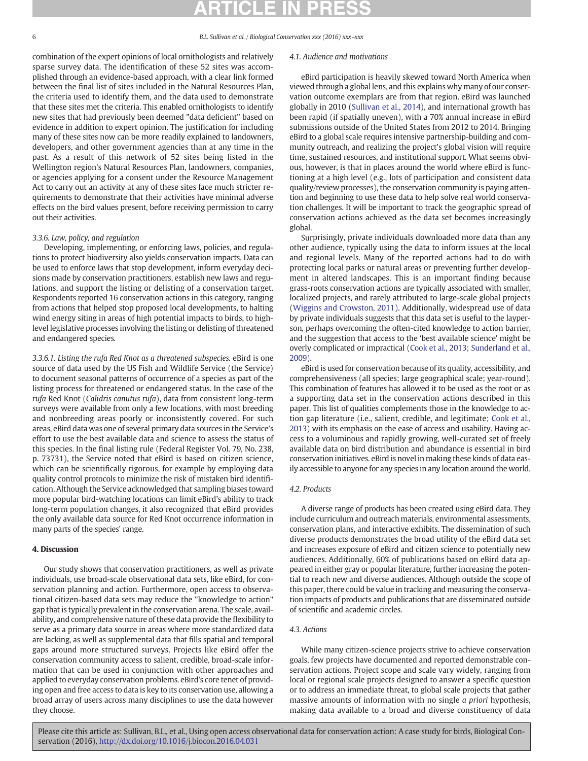combination of the expert opinions of local ornithologists and relatively sparse survey data. The identification of these 52 sites was accomplished through an evidence-based approach, with a clear link formed between the final list of sites included in the Natural Resources Plan, the criteria used to identify them, and the data used to demonstrate that these sites met the criteria. This enabled ornithologists to identify new sites that had previously been deemed "data deficient" based on evidence in addition to expert opinion. The justification for including many of these sites now can be more readily explained to landowners, developers, and other government agencies than at any time in the past. As a result of this network of 52 sites being listed in the Wellington region's Natural Resources Plan, landowners, companies, or agencies applying for a consent under the Resource Management Act to carry out an activity at any of these sites face much stricter requirements to demonstrate that their activities have minimal adverse effects on the bird values present, before receiving permission to carry out their activities.

#### 3.3.6. Law, policy, and regulation

Developing, implementing, or enforcing laws, policies, and regulations to protect biodiversity also yields conservation impacts. Data can be used to enforce laws that stop development, inform everyday decisions made by conservation practitioners, establish new laws and regulations, and support the listing or delisting of a conservation target. Respondents reported 16 conservation actions in this category, ranging from actions that helped stop proposed local developments, to halting wind energy siting in areas of high potential impacts to birds, to high-level legislative processes involving the listing or delisting of threatened and endangered species.

*3.3.6.1. Listing the rufa Red Knot as a threatened subspecies.* eBird is one source of data used by the US Fish and Wildlife Service (the Service) to document seasonal patterns of occurrence of a species as part of the listing process for threatened or endangered status. In the case of the *rufa* Red Knot (*Calidris canutus rufa*), data from consistent long-term surveys were available from only a few locations, with most breeding and nonbreeding areas poorly or inconsistently covered. For such areas, eBird data was one of several primary data sources in the Service's effort to use the best available data and science to assess the status of this species. In the final listing rule (Federal Register Vol. 79, No. 238, p. 73731), the Service noted that eBird is based on citizen science, which can be scientifically rigorous, for example by employing data quality control protocols to minimize the risk of mistaken bird identification. Although the Service acknowledged that sampling biases toward more popular bird-watching locations can limit eBird's ability to track long-term population changes, it also recognized that eBird provides the only available data source for Red Knot occurrence information in many parts of the species' range.

## 4. Discussion

Our study shows that conservation practitioners, as well as private individuals, use broad-scale observational data sets, like eBird, for conservation planning and action. Furthermore, open access to observational citizen-based data sets may reduce the "knowledge to action" gap that is typically prevalent in the conservation arena. The scale, availability, and comprehensive nature of these data provide the flexibility to serve as a primary data source in areas where more standardized data are lacking, as well as supplemental data that fills spatial and temporal gaps around more structured surveys. Projects like eBird offer the conservation community access to salient, credible, broad-scale information that can be used in conjunction with other approaches and applied to everyday conservation problems. eBird's core tenet of providing open and free access to data is key to its conservation use, allowing a broad array of users across many disciplines to use the data however they choose.

### 4.1. Audience and motivations

eBird participation is heavily skewed toward North America when viewed through a global lens, and this explains why many of our conservation outcome exemplars are from that region. eBird was launched globally in 2010 (Sullivan et al., 2014), and international growth has been rapid (if spatially uneven), with a 70% annual increase in eBird submissions outside of the United States from 2012 to 2014. Bringing eBird to a global scale requires intensive partnership-building and community outreach, and realizing the project's global vision will require time, sustained resources, and institutional support. What seems obvious, however, is that in places around the world where eBird is functioning at a high level (e.g., lots of participation and consistent data quality/review processes), the conservation community is paying attention and beginning to use these data to help solve real world conservation challenges. It will be important to track the geographic spread of conservation actions achieved as the data set becomes increasingly global.

Surprisingly, private individuals downloaded more data than any other audience, typically using the data to inform issues at the local and regional levels. Many of the reported actions had to do with protecting local parks or natural areas or preventing further development in altered landscapes. This is an important finding because grass-roots conservation actions are typically associated with smaller, localized projects, and rarely attributed to large-scale global projects (Wiggins and Crowston, 2011). Additionally, widespread use of data by private individuals suggests that this data set is useful to the layperson, perhaps overcoming the often-cited knowledge to action barrier, and the suggestion that access to the 'best available science' might be overly complicated or impractical (Cook et al., 2013; Sunderland et al., 2009).

eBird is used for conservation because of its quality, accessibility, and comprehensiveness (all species; large geographical scale; year-round). This combination of features has allowed it to be used as the root or as a supporting data set in the conservation actions described in this paper. This list of qualities complements those in the knowledge to action gap literature (i.e., salient, credible, and legitimate; Cook et al., 2013) with its emphasis on the ease of access and usability. Having access to a voluminous and rapidly growing, well-curated set of freely available data on bird distribution and abundance is essential in bird conservation initiatives. eBird is novel in making these kinds of data easily accessible to anyone for any species in any location around the world.

### 4.2. Products

A diverse range of products has been created using eBird data. They include curriculum and outreach materials, environmental assessments, conservation plans, and interactive exhibits. The dissemination of such diverse products demonstrates the broad utility of the eBird data set and increases exposure of eBird and citizen science to potentially new audiences. Additionally, 60% of publications based on eBird data appeared in either gray or popular literature, further increasing the potential to reach new and diverse audiences. Although outside the scope of this paper, there could be value in tracking and measuring the conservation impacts of products and publications that are disseminated outside of scientific and academic circles.

### 4.3. Actions

While many citizen-science projects strive to achieve conservation goals, few projects have documented and reported demonstrable conservation actions. Project scope and scale vary widely, ranging from local or regional scale projects designed to answer a specific question or to address an immediate threat, to global scale projects that gather massive amounts of information with no single *a priori* hypothesis, making data available to a broad and diverse constituency of data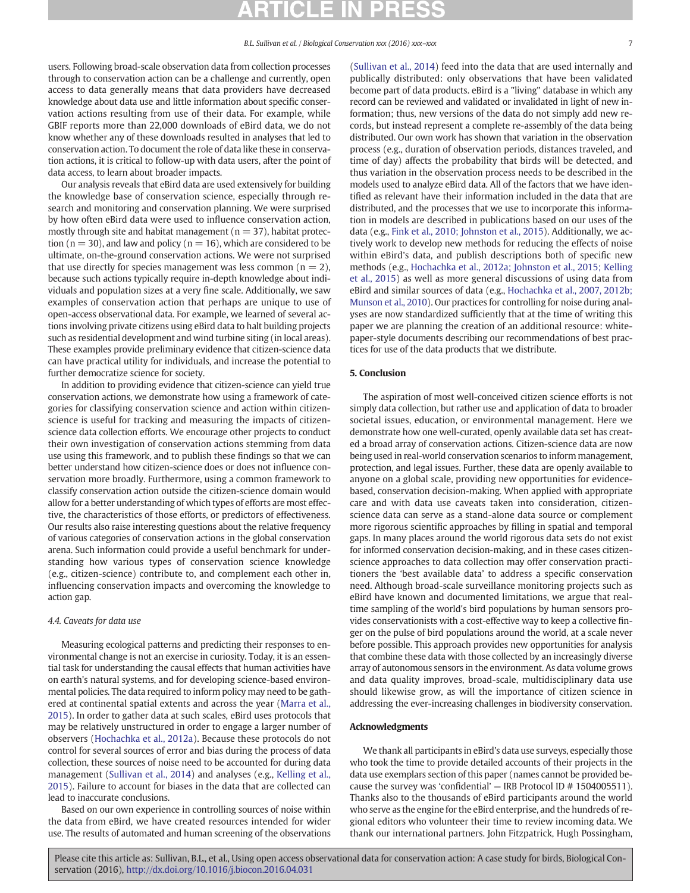users. Following broad-scale observation data from collection processes through to conservation action can be a challenge and currently, open access to data generally means that data providers have decreased knowledge about data use and little information about specific conservation actions resulting from use of their data. For example, while GBIF reports more than 22,000 downloads of eBird data, we do not know whether any of these downloads resulted in analyses that led to conservation action. To document the role of data like these in conservation actions, it is critical to follow-up with data users, after the point of data access, to learn about broader impacts.

Our analysis reveals that eBird data are used extensively for building the knowledge base of conservation science, especially through research and monitoring and conservation planning. We were surprised by how often eBird data were used to influence conservation action, mostly through site and habitat management ($n = 37$), habitat protection ($n = 30$), and law and policy ($n = 16$), which are considered to be ultimate, on-the-ground conservation actions. We were not surprised that use directly for species management was less common ($n = 2$), because such actions typically require in-depth knowledge about individuals and population sizes at a very fine scale. Additionally, we saw examples of conservation action that perhaps are unique to use of open-access observational data. For example, we learned of several actions involving private citizens using eBird data to halt building projects such as residential development and wind turbine siting (in local areas). These examples provide preliminary evidence that citizen-science data can have practical utility for individuals, and increase the potential to further democratize science for society.

In addition to providing evidence that citizen-science can yield true conservation actions, we demonstrate how using a framework of categories for classifying conservation science and action within citizen-science is useful for tracking and measuring the impacts of citizen-science data collection efforts. We encourage other projects to conduct their own investigation of conservation actions stemming from data use using this framework, and to publish these findings so that we can better understand how citizen-science does or does not influence conservation more broadly. Furthermore, using a common framework to classify conservation action outside the citizen-science domain would allow for a better understanding of which types of efforts are most effective, the characteristics of those efforts, or predictors of effectiveness. Our results also raise interesting questions about the relative frequency of various categories of conservation actions in the global conservation arena. Such information could provide a useful benchmark for understanding how various types of conservation science knowledge (e.g., citizen-science) contribute to, and complement each other in, influencing conservation impacts and overcoming the knowledge to action gap.

### 4.4. Caveats for data use

Measuring ecological patterns and predicting their responses to environmental change is not an exercise in curiosity. Today, it is an essential task for understanding the causal effects that human activities have on earth's natural systems, and for developing science-based environmental policies. The data required to inform policy may need to be gathered at continental spatial extents and across the year (Marra et al., 2015). In order to gather data at such scales, eBird uses protocols that may be relatively unstructured in order to engage a larger number of observers (Hochachka et al., 2012a). Because these protocols do not control for several sources of error and bias during the process of data collection, these sources of noise need to be accounted for during data management (Sullivan et al., 2014) and analyses (e.g., Kelling et al., 2015). Failure to account for biases in the data that are collected can lead to inaccurate conclusions.

Based on our own experience in controlling sources of noise within the data from eBird, we have created resources intended for wider use. The results of automated and human screening of the observations (Sullivan et al., 2014) feed into the data that are used internally and publically distributed: only observations that have been validated become part of data products. eBird is a "living" database in which any record can be reviewed and validated or invalidated in light of new information; thus, new versions of the data do not simply add new records, but instead represent a complete re-assembly of the data being distributed. Our own work has shown that variation in the observation process (e.g., duration of observation periods, distances traveled, and time of day) affects the probability that birds will be detected, and thus variation in the observation process needs to be described in the models used to analyze eBird data. All of the factors that we have identified as relevant have their information included in the data that are distributed, and the processes that we use to incorporate this information in models are described in publications based on our uses of the data (e.g., Fink et al., 2010; Johnston et al., 2015). Additionally, we actively work to develop new methods for reducing the effects of noise within eBird's data, and publish descriptions both of specific new methods (e.g., Hochachka et al., 2012a; Johnston et al., 2015; Kelling et al., 2015) as well as more general discussions of using data from eBird and similar sources of data (e.g., Hochachka et al., 2007, 2012b; Munson et al., 2010). Our practices for controlling for noise during analyses are now standardized sufficiently that at the time of writing this paper we are planning the creation of an additional resource: white-paper-style documents describing our recommendations of best practices for use of the data products that we distribute.

## 5. Conclusion

The aspiration of most well-conceived citizen science efforts is not simply data collection, but rather use and application of data to broader societal issues, education, or environmental management. Here we demonstrate how one well-curated, openly available data set has created a broad array of conservation actions. Citizen-science data are now being used in real-world conservation scenarios to inform management, protection, and legal issues. Further, these data are openly available to anyone on a global scale, providing new opportunities for evidence-based, conservation decision-making. When applied with appropriate care and with data use caveats taken into consideration, citizen-science data can serve as a stand-alone data source or complement more rigorous scientific approaches by filling in spatial and temporal gaps. In many places around the world rigorous data sets do not exist for informed conservation decision-making, and in these cases citizen-science approaches to data collection may offer conservation practitioners the 'best available data' to address a specific conservation need. Although broad-scale surveillance monitoring projects such as eBird have known and documented limitations, we argue that real-time sampling of the world's bird populations by human sensors provides conservationists with a cost-effective way to keep a collective finger on the pulse of bird populations around the world, at a scale never before possible. This approach provides new opportunities for analysis that combine these data with those collected by an increasingly diverse array of autonomous sensors in the environment. As data volume grows and data quality improves, broad-scale, multidisciplinary data use should likewise grow, as will the importance of citizen science in addressing the ever-increasing challenges in biodiversity conservation.

## Acknowledgments

We thank all participants in eBird's data use surveys, especially those who took the time to provide detailed accounts of their projects in the data use exemplars section of this paper (names cannot be provided because the survey was 'confidential' — IRB Protocol ID # 1504005511). Thanks also to the thousands of eBird participants around the world who serve as the engine for the eBird enterprise, and the hundreds of regional editors who volunteer their time to review incoming data. We thank our international partners. John Fitzpatrick, Hugh Possingham,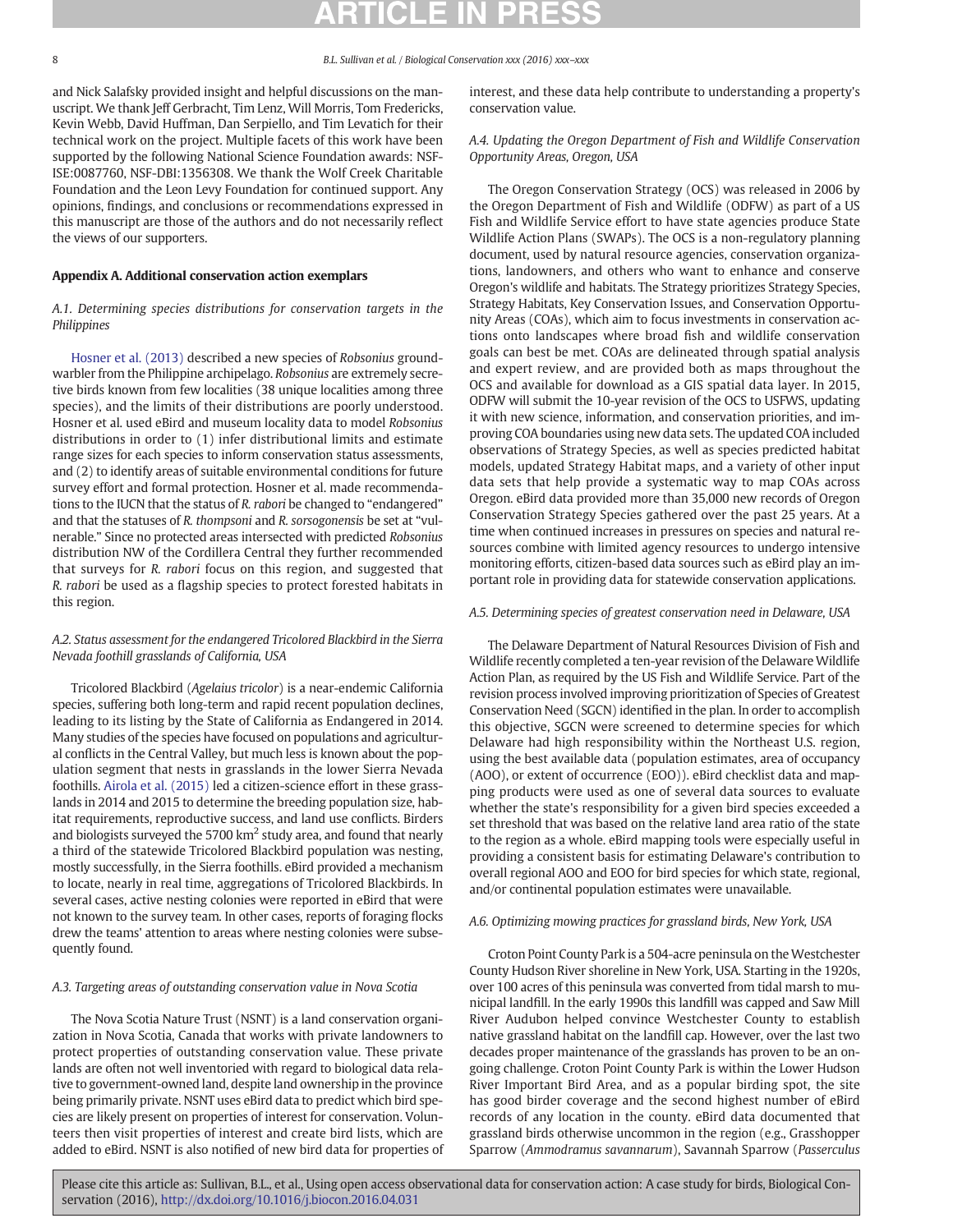and Nick Salafsky provided insight and helpful discussions on the manuscript. We thank Jeff Gerbracht, Tim Lenz, Will Morris, Tom Fredericks, Kevin Webb, David Huffman, Dan Serpiello, and Tim Levatich for their technical work on the project. Multiple facets of this work have been supported by the following National Science Foundation awards: NSF-ISE:0087760, NSF-DBI:1356308. We thank the Wolf Creek Charitable Foundation and the Leon Levy Foundation for continued support. Any opinions, findings, and conclusions or recommendations expressed in this manuscript are those of the authors and do not necessarily reflect the views of our supporters.

## Appendix A. Additional conservation action exemplars

### *A.1. Determining species distributions for conservation targets in the Philippines*

Hosner et al. (2013) described a new species of *Robsonius* ground-warbler from the Philippine archipelago. *Robsonius* are extremely secretive birds known from few localities (38 unique localities among three species), and the limits of their distributions are poorly understood. Hosner et al. used eBird and museum locality data to model *Robsonius* distributions in order to (1) infer distributional limits and estimate range sizes for each species to inform conservation status assessments, and (2) to identify areas of suitable environmental conditions for future survey effort and formal protection. Hosner et al. made recommendations to the IUCN that the status of *R. rabori* be changed to "endangered" and that the statuses of *R. thompsoni* and *R. sorsogonensis* be set at "vulnerable." Since no protected areas intersected with predicted *Robsonius* distribution NW of the Cordillera Central they further recommended that surveys for *R. rabori* focus on this region, and suggested that *R. rabori* be used as a flagship species to protect forested habitats in this region.

### *A.2. Status assessment for the endangered Tricolored Blackbird in the Sierra Nevada foothill grasslands of California, USA*

Tricolored Blackbird (*Agelaius tricolor*) is a near-endemic California species, suffering both long-term and rapid recent population declines, leading to its listing by the State of California as Endangered in 2014. Many studies of the species have focused on populations and agricultural conflicts in the Central Valley, but much less is known about the population segment that nests in grasslands in the lower Sierra Nevada foothills. Airola et al. (2015) led a citizen-science effort in these grasslands in 2014 and 2015 to determine the breeding population size, habitat requirements, reproductive success, and land use conflicts. Birders and biologists surveyed the 5700 $km^2$ study area, and found that nearly a third of the statewide Tricolored Blackbird population was nesting, mostly successfully, in the Sierra foothills. eBird provided a mechanism to locate, nearly in real time, aggregations of Tricolored Blackbirds. In several cases, active nesting colonies were reported in eBird that were not known to the survey team. In other cases, reports of foraging flocks drew the teams' attention to areas where nesting colonies were subsequently found.

### *A.3. Targeting areas of outstanding conservation value in Nova Scotia*

The Nova Scotia Nature Trust (NSNT) is a land conservation organization in Nova Scotia, Canada that works with private landowners to protect properties of outstanding conservation value. These private lands are often not well inventoried with regard to biological data relative to government-owned land, despite land ownership in the province being primarily private. NSNT uses eBird data to predict which bird species are likely present on properties of interest for conservation. Volunteers then visit properties of interest and create bird lists, which are added to eBird. NSNT is also notified of new bird data for properties of interest, and these data help contribute to understanding a property's conservation value.

### *A.4. Updating the Oregon Department of Fish and Wildlife Conservation Opportunity Areas, Oregon, USA*

The Oregon Conservation Strategy (OCS) was released in 2006 by the Oregon Department of Fish and Wildlife (ODFW) as part of a US Fish and Wildlife Service effort to have state agencies produce State Wildlife Action Plans (SWAPs). The OCS is a non-regulatory planning document, used by natural resource agencies, conservation organizations, landowners, and others who want to enhance and conserve Oregon's wildlife and habitats. The Strategy prioritizes Strategy Species, Strategy Habitats, Key Conservation Issues, and Conservation Opportunity Areas (COAs), which aim to focus investments in conservation actions onto landscapes where broad fish and wildlife conservation goals can best be met. COAs are delineated through spatial analysis and expert review, and are provided both as maps throughout the OCS and available for download as a GIS spatial data layer. In 2015, ODFW will submit the 10-year revision of the OCS to USFWS, updating it with new science, information, and conservation priorities, and improving COA boundaries using new data sets. The updated COA included observations of Strategy Species, as well as species predicted habitat models, updated Strategy Habitat maps, and a variety of other input data sets that help provide a systematic way to map COAs across Oregon. eBird data provided more than 35,000 new records of Oregon Conservation Strategy Species gathered over the past 25 years. At a time when continued increases in pressures on species and natural resources combine with limited agency resources to undergo intensive monitoring efforts, citizen-based data sources such as eBird play an important role in providing data for statewide conservation applications.

### *A.5. Determining species of greatest conservation need in Delaware, USA*

The Delaware Department of Natural Resources Division of Fish and Wildlife recently completed a ten-year revision of the Delaware Wildlife Action Plan, as required by the US Fish and Wildlife Service. Part of the revision process involved improving prioritization of Species of Greatest Conservation Need (SGCN) identified in the plan. In order to accomplish this objective, SGCN were screened to determine species for which Delaware had high responsibility within the Northeast U.S. region, using the best available data (population estimates, area of occupancy (AOO), or extent of occurrence (EOO)). eBird checklist data and mapping products were used as one of several data sources to evaluate whether the state's responsibility for a given bird species exceeded a set threshold that was based on the relative land area ratio of the state to the region as a whole. eBird mapping tools were especially useful in providing a consistent basis for estimating Delaware's contribution to overall regional AOO and EOO for bird species for which state, regional, and/or continental population estimates were unavailable.

### *A.6. Optimizing mowing practices for grassland birds, New York, USA*

Croton Point County Park is a 504-acre peninsula on the Westchester County Hudson River shoreline in New York, USA. Starting in the 1920s, over 100 acres of this peninsula was converted from tidal marsh to municipal landfill. In the early 1990s this landfill was capped and Saw Mill River Audubon helped convince Westchester County to establish native grassland habitat on the landfill cap. However, over the last two decades proper maintenance of the grasslands has proven to be an ongoing challenge. Croton Point County Park is within the Lower Hudson River Important Bird Area, and as a popular birding spot, the site has good birder coverage and the second highest number of eBird records of any location in the county. eBird data documented that grassland birds otherwise uncommon in the region (e.g., Grasshopper Sparrow (*Ammodramus savannarum*), Savannah Sparrow (*Passerculus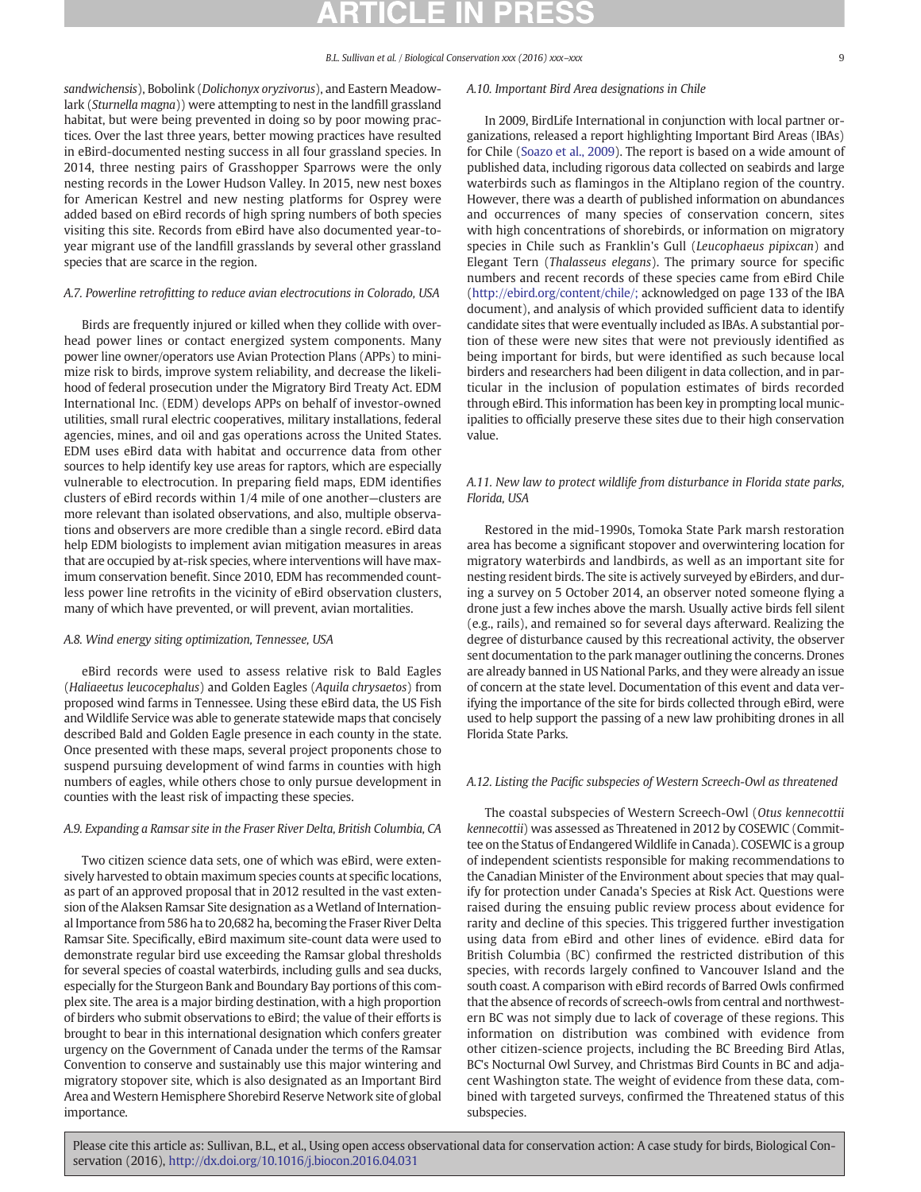*sandwichensis*), Bobolink (*Dolichonyx oryzivorus*), and Eastern Meadowlark (*Sturnella magna*)) were attempting to nest in the landfill grassland habitat, but were being prevented in doing so by poor mowing practices. Over the last three years, better mowing practices have resulted in eBird-documented nesting success in all four grassland species. In 2014, three nesting pairs of Grasshopper Sparrows were the only nesting records in the Lower Hudson Valley. In 2015, new nest boxes for American Kestrel and new nesting platforms for Osprey were added based on eBird records of high spring numbers of both species visiting this site. Records from eBird have also documented year-to-year migrant use of the landfill grasslands by several other grassland species that are scarce in the region.

### *A.7. Powerline retrofitting to reduce avian electrocutions in Colorado, USA*

Birds are frequently injured or killed when they collide with overhead power lines or contact energized system components. Many power line owner/operators use Avian Protection Plans (APPs) to minimize risk to birds, improve system reliability, and decrease the likelihood of federal prosecution under the Migratory Bird Treaty Act. EDM International Inc. (EDM) develops APPs on behalf of investor-owned utilities, small rural electric cooperatives, military installations, federal agencies, mines, and oil and gas operations across the United States. EDM uses eBird data with habitat and occurrence data from other sources to help identify key use areas for raptors, which are especially vulnerable to electrocution. In preparing field maps, EDM identifies clusters of eBird records within 1/4 mile of one another—clusters are more relevant than isolated observations, and also, multiple observations and observers are more credible than a single record. eBird data help EDM biologists to implement avian mitigation measures in areas that are occupied by at-risk species, where interventions will have maximum conservation benefit. Since 2010, EDM has recommended countless power line retrofits in the vicinity of eBird observation clusters, many of which have prevented, or will prevent, avian mortalities.

### *A.8. Wind energy siting optimization, Tennessee, USA*

eBird records were used to assess relative risk to Bald Eagles (*Haliaeetus leucocephalus*) and Golden Eagles (*Aquila chrysaetos*) from proposed wind farms in Tennessee. Using these eBird data, the US Fish and Wildlife Service was able to generate statewide maps that concisely described Bald and Golden Eagle presence in each county in the state. Once presented with these maps, several project proponents chose to suspend pursuing development of wind farms in counties with high numbers of eagles, while others chose to only pursue development in counties with the least risk of impacting these species.

### *A.9. Expanding a Ramsar site in the Fraser River Delta, British Columbia, CA*

Two citizen science data sets, one of which was eBird, were extensively harvested to obtain maximum species counts at specific locations, as part of an approved proposal that in 2012 resulted in the vast extension of the Alaksen Ramsar Site designation as a Wetland of International Importance from 586 ha to 20,682 ha, becoming the Fraser River Delta Ramsar Site. Specifically, eBird maximum site-count data were used to demonstrate regular bird use exceeding the Ramsar global thresholds for several species of coastal waterbirds, including gulls and sea ducks, especially for the Sturgeon Bank and Boundary Bay portions of this complex site. The area is a major birding destination, with a high proportion of birders who submit observations to eBird; the value of their efforts is brought to bear in this international designation which confers greater urgency on the Government of Canada under the terms of the Ramsar Convention to conserve and sustainably use this major wintering and migratory stopover site, which is also designated as an Important Bird Area and Western Hemisphere Shorebird Reserve Network site of global importance.

### *A.10. Important Bird Area designations in Chile*

In 2009, BirdLife International in conjunction with local partner organizations, released a report highlighting Important Bird Areas (IBAs) for Chile (Soazo et al., 2009). The report is based on a wide amount of published data, including rigorous data collected on seabirds and large waterbirds such as flamingos in the Altiplano region of the country. However, there was a dearth of published information on abundances and occurrences of many species of conservation concern, sites with high concentrations of shorebirds, or information on migratory species in Chile such as Franklin's Gull (*Leucophaeus pipixcan*) and Elegant Tern (*Thalasseus elegans*). The primary source for specific numbers and recent records of these species came from eBird Chile (http://ebird.org/content/chile/; acknowledged on page 133 of the IBA document), and analysis of which provided sufficient data to identify candidate sites that were eventually included as IBAs. A substantial portion of these were new sites that were not previously identified as being important for birds, but were identified as such because local birders and researchers had been diligent in data collection, and in particular in the inclusion of population estimates of birds recorded through eBird. This information has been key in prompting local municipalities to officially preserve these sites due to their high conservation value.

### *A.11. New law to protect wildlife from disturbance in Florida state parks, Florida, USA*

Restored in the mid-1990s, Tomoka State Park marsh restoration area has become a significant stopover and overwintering location for migratory waterbirds and landbirds, as well as an important site for nesting resident birds. The site is actively surveyed by eBirders, and during a survey on 5 October 2014, an observer noted someone flying a drone just a few inches above the marsh. Usually active birds fell silent (e.g., rails), and remained so for several days afterward. Realizing the degree of disturbance caused by this recreational activity, the observer sent documentation to the park manager outlining the concerns. Drones are already banned in US National Parks, and they were already an issue of concern at the state level. Documentation of this event and data verifying the importance of the site for birds collected through eBird, were used to help support the passing of a new law prohibiting drones in all Florida State Parks.

### *A.12. Listing the Pacific subspecies of Western Screech-Owl as threatened*

The coastal subspecies of Western Screech-Owl (*Otus kennecottii kennecottii*) was assessed as Threatened in 2012 by COSEWIC (Committee on the Status of Endangered Wildlife in Canada). COSEWIC is a group of independent scientists responsible for making recommendations to the Canadian Minister of the Environment about species that may qualify for protection under Canada's Species at Risk Act. Questions were raised during the ensuing public review process about evidence for rarity and decline of this species. This triggered further investigation using data from eBird and other lines of evidence. eBird data for British Columbia (BC) confirmed the restricted distribution of this species, with records largely confined to Vancouver Island and the south coast. A comparison with eBird records of Barred Owls confirmed that the absence of records of screech-owls from central and northwestern BC was not simply due to lack of coverage of these regions. This information on distribution was combined with evidence from other citizen-science projects, including the BC Breeding Bird Atlas, BC's Nocturnal Owl Survey, and Christmas Bird Counts in BC and adjacent Washington state. The weight of evidence from these data, combined with targeted surveys, confirmed the Threatened status of this subspecies.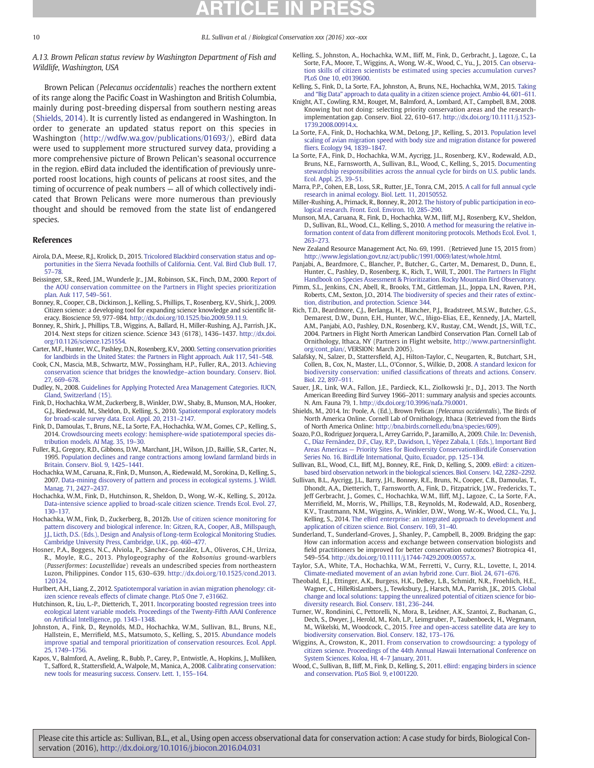### A.13. Brown Pelican status review by Washington Department of Fish and Wildlife, Washington, USA

Brown Pelican (*Pelecanus occidentalis*) reaches the northern extent of its range along the Pacific Coast in Washington and British Columbia, mainly during post-breeding dispersal from southern nesting areas (Shields, 2014). It is currently listed as endangered in Washington. In order to generate an updated status report on this species in Washington (http://wdfw.wa.gov/publications/01693/), eBird data were used to supplement more structured survey data, providing a more comprehensive picture of Brown Pelican's seasonal occurrence in the region. eBird data included the identification of previously unreported roost locations, high counts of pelicans at roost sites, and the timing of occurrence of peak numbers — all of which collectively indicated that Brown Pelicans were more numerous than previously thought and should be removed from the state list of endangered species.

## References

- Airola, D.A., Meese, R.J., Krolick, D., 2015. Tricolored Blackbird conservation status and opportunities in the Sierra Nevada foothills of California. Cent. Val. Bird Club Bull. 17, 57–78.
- Beissinger, S.R., Reed, J.M., Wunderle Jr., J.M., Robinson, S.K., Finch, D.M., 2000. Report of the AOU conservation committee on the Partners in Flight species prioritization plan. Auk 117, 549–561.
- Bonney, R., Cooper, C.B., Dickinson, J., Kelling, S., Phillips, T., Rosenberg, K.V., Shirk, J., 2009. Citizen science: a developing tool for expanding science knowledge and scientific literacy. Bioscience 59, 977–984. http://dx.doi.org/10.1525/bio.2009.59.11.9.
- Bonney, R., Shirk, J., Phillips, T.B., Wiggins, A., Ballard, H., Miller-Rushing, A.J., Parrish, J.K., 2014. Next steps for citizen science. Science 343 (6178), 1436–1437. http://dx.doi.org/10.1126/science.1251554.
- Carter, M.F., Hunter, W.C., Pashley, D.N., Rosenberg, K.V., 2000. Setting conservation priorities for landbirds in the United States: the Partners in Flight approach. Auk 117, 541–548.
- Cook, C.N., Mascia, M.B., Schwartz, M.W., Possingham, H.P., Fuller, R.A., 2013. Achieving conservation science that bridges the knowledge–action boundary. Conserv. Biol. 27, 669–678.
- Dudley, N., 2008. Guidelines for Applying Protected Area Management Categories. IUCN, Gland, Switzerland (15).
- Fink, D., Hochachka, W.M., Zuckerberg, B., Winkler, D.W., Shaby, B., Munson, M.A., Hooker, G.J., Riedewald, M., Sheldon, D., Kelling, S., 2010. Spatiotemporal exploratory models for broad-scale survey data. Ecol. Appl. 20, 2131–2147.
- Fink, D., Damoulas, T., Bruns, N.E., La Sorte, F.A., Hochachka, W.M., Gomes, C.P., Kelling, S., 2014. Crowdsourcing meets ecology: hemisphere-wide spatiotemporal species distribution models. AI Mag. 35, 19–30.
- Fuller, R.J., Gregory, R.D., Gibbons, D.W., Marchant, J.H., Wilson, J.D., Baillie, S.R., Carter, N., 1995. Population declines and range contractions among lowland farmland birds in Britain. Conserv. Biol. 9, 1425–1441.
- Hochachka, W.M., Caruana, R., Fink, D., Munson, A., Riedewald, M., Sorokina, D., Kelling, S., 2007. Data-mining discovery of pattern and process in ecological systems. J. Wildl. Manag. 71, 2427–2437.
- Hochachka, W.M., Fink, D., Hutchinson, R., Sheldon, D., Wong, W.-K., Kelling, S., 2012a. Data-intensive science applied to broad-scale citizen science. Trends Ecol. Evol. 27, 130–137.
- Hochachka, W.M., Fink, D., Zuckerberg, B., 2012b. Use of citizen science monitoring for pattern discovery and biological inference. In: Gitzen, R.A., Cooper, A.B., Millspaugh, J.J., Licth, D.S. (Eds.), Design and Analysis of Long-term Ecological Monitoring Studies. Cambridge University Press, Cambridge, U.K., pp. 460–477.
- Hosner, P.A., Boggess, N.C., Alviola, P., Sánchez-González, L.A., Oliveros, C.H., Urriza, R., Moyle, R.G., 2013. Phylogeography of the *Robsonius* ground-warblers (*Passeriformes*: *Locustellidae*) reveals an undescribed species from northeastern Luzon, Philippines. Condor 115, 630–639. http://dx.doi.org/10.1525/cond.2013.120124.
- Hurlbert, A.H., Liang, Z., 2012. Spatiotemporal variation in avian migration phenology: citizen science reveals effects of climate change. PLoS One 7, e31662.
- Hutchinson, R., Liu, L.-P., Dietterich, T., 2011. Incorporating boosted regression trees into ecological latent variable models. Proceedings of the Twenty-Fifth AAAI Conference on Artificial Intelligence, pp. 1343–1348.
- Johnston, A., Fink, D., Reynolds, M.D., Hochachka, W.M., Sullivan, B.L., Bruns, N.E., Hallstein, E., Merrifield, M.S., Matsumoto, S., Kelling, S., 2015. Abundance models improve spatial and temporal prioritization of conservation resources. Ecol. Appl. 25, 1749–1756.
- Kapos, V., Balmford, A., Aveling, R., Bubb, P., Carey, P., Entwistle, A., Hopkins, J., Mulliken, T., Safford, R., Stattersfield, A., Walpole, M., Manica, A., 2008. Calibrating conservation: new tools for measuring success. Conserv. Lett. 1, 155–164.
- Kelling, S., Johnston, A., Hochachka, W.M., Iliff, M., Fink, D., Gerbracht, J., Lagoze, C., La Sorte, F.A., Moore, T., Wiggins, A., Wong, W.-K., Wood, C., Yu., J., 2015. Can observation skills of citizen scientists be estimated using species accumulation curves? PLoS One 10, e0139600.
- Kelling, S., Fink, D., La Sorte, F.A., Johnston, A., Bruns, N.E., Hochachka, W.M., 2015. Taking and "Big Data" approach to data quality in a citizen science project. Ambio 44, 601–611.
- Knight, A.T., Cowling, R.M., Rouget, M., Balmford, A., Lombard, A.T., Campbell, B.M., 2008. Knowing but not doing: selecting priority conservation areas and the research-implementation gap. Conserv. Biol. 22, 610–617. http://dx.doi.org/10.1111/j.1523-1739.2008.00914.x.
- La Sorte, F.A., Fink, D., Hochachka, W.M., DeLong, J.P., Kelling, S., 2013. Population level scaling of avian migration speed with body size and migration distance for powered fliers. Ecology 94, 1839–1847.
- La Sorte, F.A., Fink, D., Hochachka, W.M., Aycrigg, J.L., Rosenberg, K.V., Rodewald, A.D., Bruns, N.E., Farnsworth, A., Sullivan, B.L., Wood, C., Kelling, S., 2015. Documenting stewardship responsibilities across the annual cycle for birds on U.S. public lands. Ecol. Appl. 25, 39–51.
- Marra, P.P., Cohen, E.B., Loss, S.R., Rutter, J.E., Tonra, C.M., 2015. A call for full annual cycle research in animal ecology. Biol. Lett. 11, 20150552.
- Miller-Rushing, A., Primack, R., Bonney, R., 2012. The history of public participation in ecological research. Front. Ecol. Environ. 10, 285–290.
- Munson, M.A., Caruana, R., Fink, D., Hochachka, W.M., Iliff, M.J., Rosenberg, K.V., Sheldon, D., Sullivan, B.L., Wood, C.L., Kelling, S., 2010. A method for measuring the relative information content of data from different monitoring protocols. Methods Ecol. Evol. 1, 263–273.
- New Zealand Resource Management Act, No. 69, 1991. (Retrieved June 15, 2015 from) http://www.legislation.govt.nz/act/public/1991/0069/latest/whole.html.
- Panjabi, A., Beardmore, C., Blancher, P., Butcher, G., Carter, M., Demarest, D., Dunn, E., Hunter, C., Pashley, D., Rosenberg, K., Rich, T., Will, T., 2001. The Partners In Flight Handbook on Species Assessment & Prioritization. Rocky Mountain Bird Observatory.
- Pimm, S.L., Jenkins, C.N., Abell, R., Brooks, T.M., Gittleman, J.L., Joppa, L.N., Raven, P.H., Roberts, C.M., Sexton, J.O., 2014. The biodiversity of species and their rates of extinction, distribution, and protection. Science 344.
- Rich, T.D., Beardmore, C.J., Berlanga, H., Blancher, P.J., Bradstreet, M.S.W., Butcher, G.S., Demarest, D.W., Dunn, E.H., Hunter, W.C., Iñigo-Elias, E.E., Kennedy, J.A., Martell, A.M., Panjabi, A.O., Pashley, D.N., Rosenberg, K.V., Rustay, C.M., Wendt, J.S., Will, T.C., 2004. Partners in Flight North American Landbird Conservation Plan. Cornell Lab of Ornithology, Ithaca, NY (Partners in Flight website, http://www.partnersinflight.org/cont_plan/, VERSION: March 2005).
- Salafsky, N., Salzer, D., Stattersfield, A.J., Hilton-Taylor, C., Neugarten, R., Butchart, S.H., Collen, B., Cox, N., Master, L.L., O'Connor, S., Wilkie, D., 2008. A standard lexicon for biodiversity conservation: unified classifications of threats and actions. Conserv. Biol. 22, 897–911.
- Sauer, J.R., Link, W.A., Fallon, J.E., Pardieck, K.L., Ziolkowski Jr., D.J., 2013. The North American Breeding Bird Survey 1966–2011: summary analysis and species accounts. N. Am. Fauna 79, 1. http://dx.doi.org/10.3996/nafa.79.0001.
- Shields, M., 2014. In: Poole, A. (Ed.), Brown Pelican (*Pelecanus occidentalis*), The Birds of North America Online. Cornell Lab of Ornithology, Ithaca (Retrieved from the Birds of North America Online: http://bna.birds.cornell.edu/bna/species/609).
- Soazo, P.O., Rodriguez Jorquera, I., Arrey Garrido, P., Jaramillo, A., 2009. Chile. In: Devenish, C., Díaz Fernández, D.F., Clay, R.P., Davidson, I., Yépez Zabala, I. (Eds.), Important Bird Areas Americas — Priority Sites for Biodiversity ConservationBirdLife Conservation Series No. 16. BirdLife International, Quito, Ecuador, pp. 125–134.
- Sullivan, B.L., Wood, C.L., Iliff, M.J., Bonney, R.E., Fink, D., Kelling, S., 2009. eBird: a citizen-based bird observation network in the biological sciences. Biol. Conserv. 142, 2282–2292.
- Sullivan, B.L., Aycrigg, J.L., Barry, J.H., Bonney, R.E., Bruns, N., Cooper, C.B., Damoulas, T., Dhondt, A.A., Dietterich, T., Farnsworth, A., Fink, D., Fitzpatrick, J.W., Fredericks, T., Jeff Gerbracht, J., Gomes, C., Hochachka, W.M., Iliff, M.J., Lagoze, C., La Sorte, F.A., Merrifield, M., Morris, W., Phillips, T.B., Reynolds, M., Rodewald, A.D., Rosenberg, K.V., Trautmann, N.M., Wiggins, A., Winkler, D.W., Wong, W.-K., Wood, C.L., Yu, J., Kelling, S., 2014. The eBird enterprise: an integrated approach to development and application of citizen science. Biol. Conserv. 169, 31–40.
- Sunderland, T., Sunderland-Groves, J., Shanley, P., Campbell, B., 2009. Bridging the gap: How can information access and exchange between conservation biologists and field practitioners be improved for better conservation outcomes? Biotropica 41, 549–554. http://dx.doi.org/10.1111/j.1744-7429.2009.00557.x.
- Taylor, S.A., White, T.A., Hochachka, W.M., Ferretti, V., Curry, R.L., Lovette, I., 2014. Climate-mediated movement of an avian hybrid zone. Curr. Biol. 24, 671–676.
- Theobald, E.J., Ettinger, A.K., Burgess, H.K., DeBey, L.B., Schmidt, N.R., Froehlich, H.E., Wagner, C., HilleRisLambers, J., Tewksbury, J., Harsch, M.A., Parrish, J.K., 2015. Global change and local solutions: tapping the unrealized potential of citizen science for biodiversity research. Biol. Conserv. 181, 236–244.
- Turner, W., Rondinini, C., Pettorelli, N., Mora, B., Leidner, A.K., Szantoi, Z., Buchanan, G., Dech, S., Dwyer, J., Herold, M., Koh, L.P., Leimgruber, P., Taubenboeck, H., Wegmann, M., Wikelski, M., Woodcock, C., 2015. Free and open-access satellite data are key to biodiversity conservation. Biol. Conserv. 182, 173–176.
- Wiggins, A., Crowston, K., 2011. From conservation to crowdsourcing: a typology of citizen science. Proceedings of the 44th Annual Hawaii International Conference on System Sciences. Koloa, HI, 4–7 January, 2011.
- Wood, C., Sullivan, B., Iliff, M., Fink, D., Kelling, S., 2011. eBird: engaging birders in science and conservation. PLoS Biol. 9, e1001220.